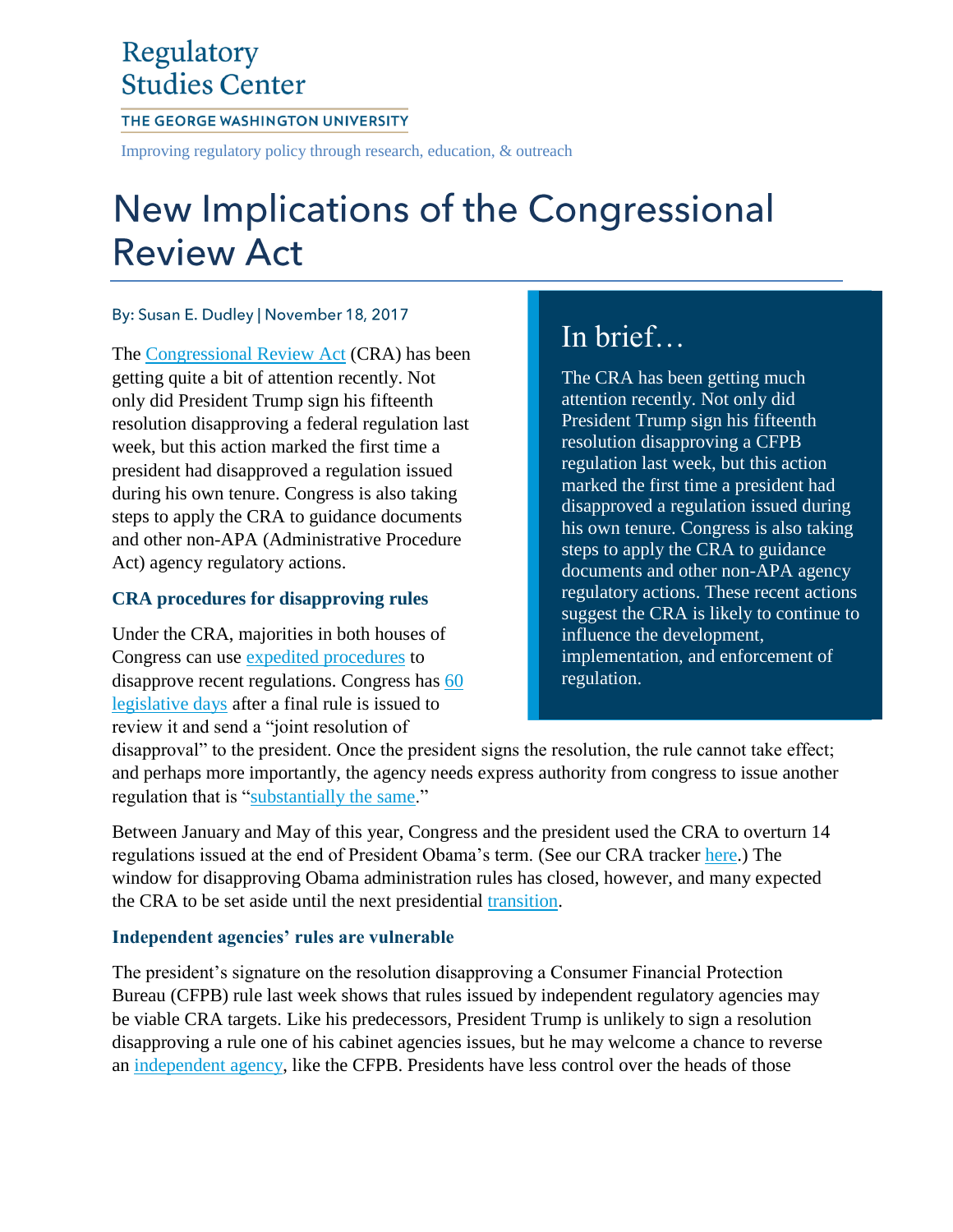Regulatory Studies Center

THE GEORGE WASHINGTON UNIVERSITY

Improving regulatory policy through research, education, & outreach

# New Implications of the Congressional Review Act

By: Susan E. Dudley | November 18, 2017

> ## In brief…
>
> The CRA has been getting much attention recently. Not only did President Trump sign his fifteenth resolution disapproving a CFPB regulation last week, but this action marked the first time a president had disapproved a regulation issued during his own tenure. Congress is also taking steps to apply the CRA to guidance documents and other non-APA agency regulatory actions. These recent actions suggest the CRA is likely to continue to influence the development, implementation, and enforcement of regulation.

The Congressional Review Act (CRA) has been getting quite a bit of attention recently. Not only did President Trump sign his fifteenth resolution disapproving a federal regulation last week, but this action marked the first time a president had disapproved a regulation issued during his own tenure. Congress is also taking steps to apply the CRA to guidance documents and other non-APA (Administrative Procedure Act) agency regulatory actions.

### CRA procedures for disapproving rules

Under the CRA, majorities in both houses of Congress can use expedited procedures to disapprove recent regulations. Congress has 60 legislative days after a final rule is issued to review it and send a "joint resolution of disapproval" to the president. Once the president signs the resolution, the rule cannot take effect; and perhaps more importantly, the agency needs express authority from congress to issue another regulation that is "substantially the same."

Between January and May of this year, Congress and the president used the CRA to overturn 14 regulations issued at the end of President Obama's term. (See our CRA tracker here.) The window for disapproving Obama administration rules has closed, however, and many expected the CRA to be set aside until the next presidential transition.

### Independent agencies' rules are vulnerable

The president's signature on the resolution disapproving a Consumer Financial Protection Bureau (CFPB) rule last week shows that rules issued by independent regulatory agencies may be viable CRA targets. Like his predecessors, President Trump is unlikely to sign a resolution disapproving a rule one of his cabinet agencies issues, but he may welcome a chance to reverse an independent agency, like the CFPB. Presidents have less control over the heads of those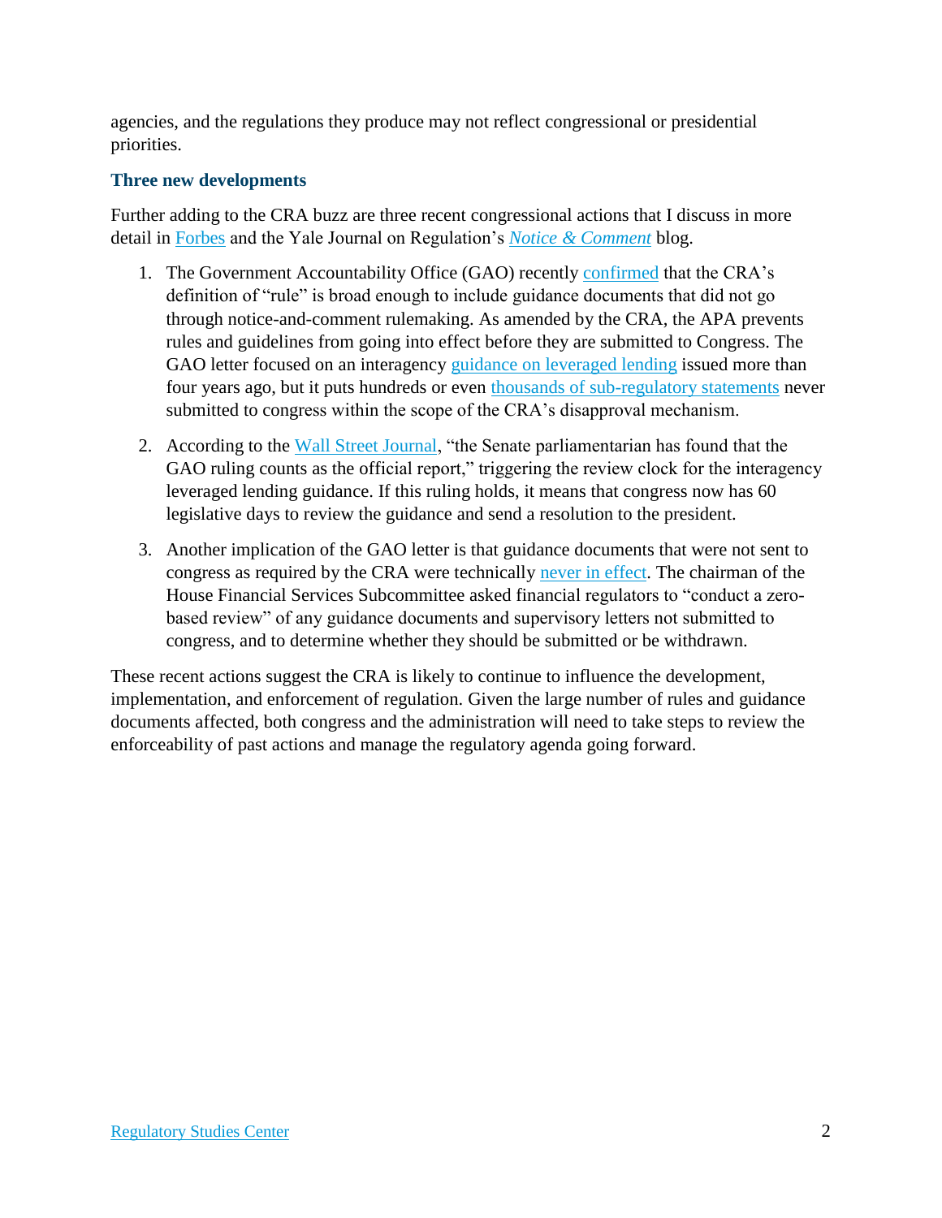agencies, and the regulations they produce may not reflect congressional or presidential priorities.

### Three new developments

Further adding to the CRA buzz are three recent congressional actions that I discuss in more detail in Forbes and the Yale Journal on Regulation's *Notice & Comment* blog.

1. The Government Accountability Office (GAO) recently confirmed that the CRA's definition of "rule" is broad enough to include guidance documents that did not go through notice-and-comment rulemaking. As amended by the CRA, the APA prevents rules and guidelines from going into effect before they are submitted to Congress. The GAO letter focused on an interagency guidance on leveraged lending issued more than four years ago, but it puts hundreds or even thousands of sub-regulatory statements never submitted to congress within the scope of the CRA's disapproval mechanism.

2. According to the Wall Street Journal, "the Senate parliamentarian has found that the GAO ruling counts as the official report," triggering the review clock for the interagency leveraged lending guidance. If this ruling holds, it means that congress now has 60 legislative days to review the guidance and send a resolution to the president.

3. Another implication of the GAO letter is that guidance documents that were not sent to congress as required by the CRA were technically never in effect. The chairman of the House Financial Services Subcommittee asked financial regulators to "conduct a zero-based review" of any guidance documents and supervisory letters not submitted to congress, and to determine whether they should be submitted or be withdrawn.

These recent actions suggest the CRA is likely to continue to influence the development, implementation, and enforcement of regulation. Given the large number of rules and guidance documents affected, both congress and the administration will need to take steps to review the enforceability of past actions and manage the regulatory agenda going forward.